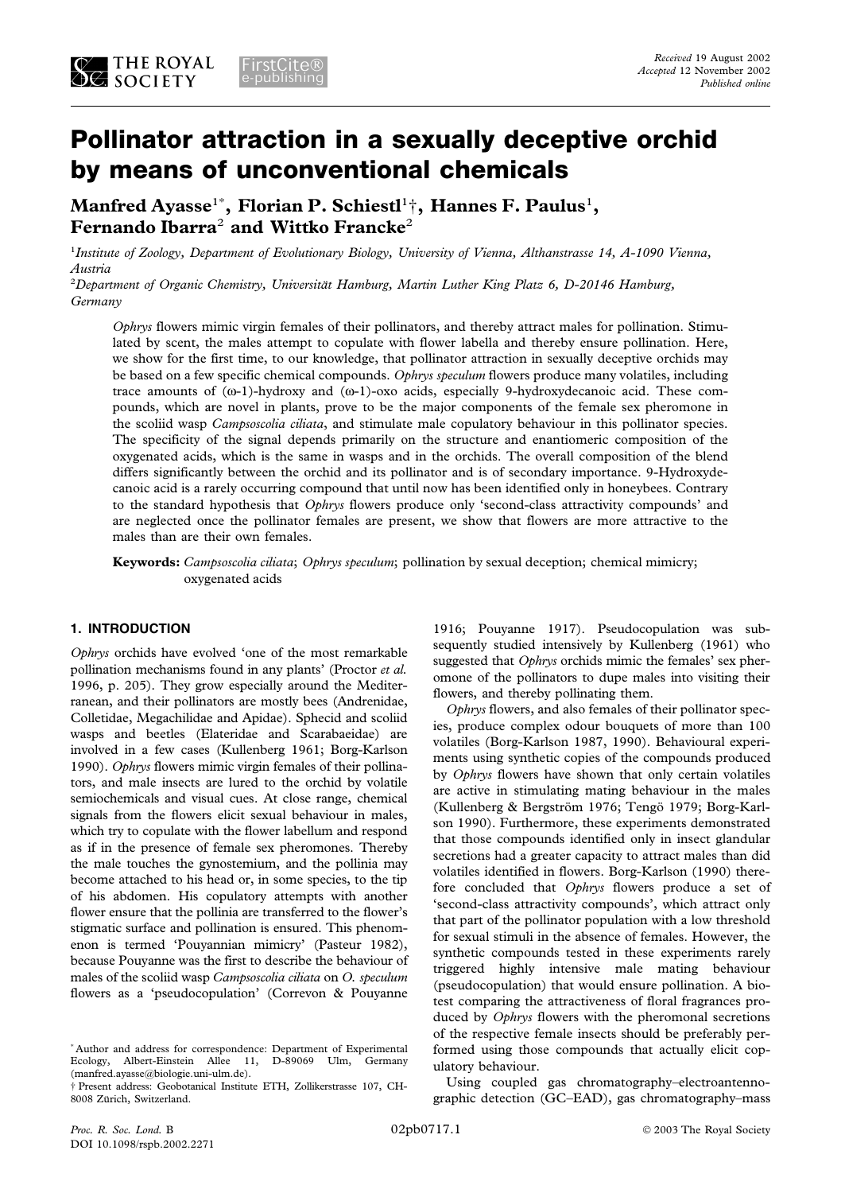*Received* 19 August 2002
*Accepted* 12 November 2002
*Published online*

# Pollinator attraction in a sexually deceptive orchid by means of unconventional chemicals

**Manfred Ayasse[1*], Florian P. Schiestl[1†], Hannes F. Paulus[1], Fernando Ibarra[2] and Wittko Francke[2]**

[1]*Institute of Zoology, Department of Evolutionary Biology, University of Vienna, Althanstrasse 14, A-1090 Vienna, Austria*

[2]*Department of Organic Chemistry, Universität Hamburg, Martin Luther King Platz 6, D-20146 Hamburg, Germany*

*Ophrys* flowers mimic virgin females of their pollinators, and thereby attract males for pollination. Stimulated by scent, the males attempt to copulate with flower labella and thereby ensure pollination. Here, we show for the first time, to our knowledge, that pollinator attraction in sexually deceptive orchids may be based on a few specific chemical compounds. *Ophrys speculum* flowers produce many volatiles, including trace amounts of (ω-1)-hydroxy and (ω-1)-oxo acids, especially 9-hydroxydecanoic acid. These compounds, which are novel in plants, prove to be the major components of the female sex pheromone in the scoliid wasp *Campsoscolia ciliata*, and stimulate male copulatory behaviour in this pollinator species. The specificity of the signal depends primarily on the structure and enantiomeric composition of the oxygenated acids, which is the same in wasps and in the orchids. The overall composition of the blend differs significantly between the orchid and its pollinator and is of secondary importance. 9-Hydroxydecanoic acid is a rarely occurring compound that until now has been identified only in honeybees. Contrary to the standard hypothesis that *Ophrys* flowers produce only 'second-class attractivity compounds' and are neglected once the pollinator females are present, we show that flowers are more attractive to the males than are their own females.

**Keywords:** *Campsoscolia ciliata*; *Ophrys speculum*; pollination by sexual deception; chemical mimicry; oxygenated acids

## 1. INTRODUCTION

*Ophrys* orchids have evolved 'one of the most remarkable pollination mechanisms found in any plants' (Proctor *et al.* 1996, p. 205). They grow especially around the Mediterranean, and their pollinators are mostly bees (Andrenidae, Colletidae, Megachilidae and Apidae). Sphecid and scoliid wasps and beetles (Elateridae and Scarabaeidae) are involved in a few cases (Kullenberg 1961; Borg-Karlson 1990). *Ophrys* flowers mimic virgin females of their pollinators, and male insects are lured to the orchid by volatile semiochemicals and visual cues. At close range, chemical signals from the flowers elicit sexual behaviour in males, which try to copulate with the flower labellum and respond as if in the presence of female sex pheromones. Thereby the male touches the gynostemium, and the pollinia may become attached to his head or, in some species, to the tip of his abdomen. His copulatory attempts with another flower ensure that the pollinia are transferred to the flower's stigmatic surface and pollination is ensured. This phenomenon is termed 'Pouyannian mimicry' (Pasteur 1982), because Pouyanne was the first to describe the behaviour of males of the scoliid wasp *Campsoscolia ciliata* on *O. speculum* flowers as a 'pseudocopulation' (Correvon & Pouyanne 1916; Pouyanne 1917). Pseudocopulation was subsequently studied intensively by Kullenberg (1961) who suggested that *Ophrys* orchids mimic the females' sex pheromone of the pollinators to dupe males into visiting their flowers, and thereby pollinating them.

*Ophrys* flowers, and also females of their pollinator species, produce complex odour bouquets of more than 100 volatiles (Borg-Karlson 1987, 1990). Behavioural experiments using synthetic copies of the compounds produced by *Ophrys* flowers have shown that only certain volatiles are active in stimulating mating behaviour in the males (Kullenberg & Bergström 1976; Tengö 1979; Borg-Karlson 1990). Furthermore, these experiments demonstrated that those compounds identified only in insect glandular secretions had a greater capacity to attract males than did volatiles identified in flowers. Borg-Karlson (1990) therefore concluded that *Ophrys* flowers produce a set of 'second-class attractivity compounds', which attract only that part of the pollinator population with a low threshold for sexual stimuli in the absence of females. However, the synthetic compounds tested in these experiments rarely triggered highly intensive male mating behaviour (pseudocopulation) that would ensure pollination. A biotest comparing the attractiveness of floral fragrances produced by *Ophrys* flowers with the pheromonal secretions of the respective female insects should be preferably performed using those compounds that actually elicit copulatory behaviour.

Using coupled gas chromatography–electroantennographic detection (GC–EAD), gas chromatography–mass

[*] Author and address for correspondence: Department of Experimental Ecology, Albert-Einstein Allee 11, D-89069 Ulm, Germany (manfred.ayasse@biologie.uni-ulm.de).

[†] Present address: Geobotanical Institute ETH, Zollikerstrasse 107, CH-8008 Zürich, Switzerland.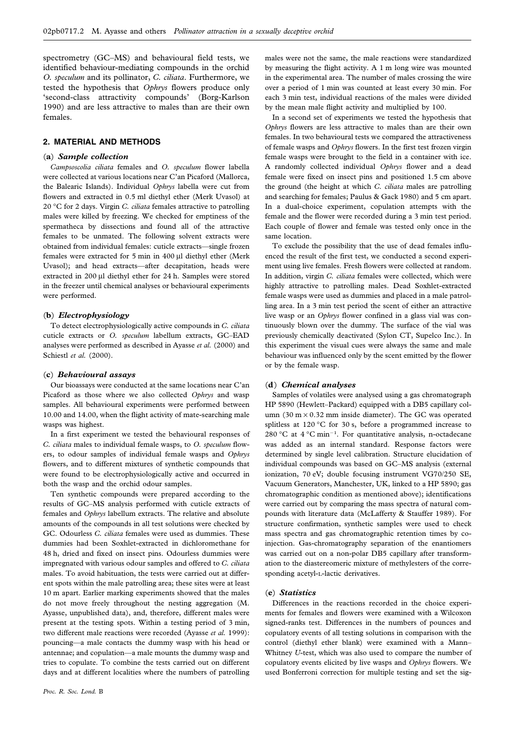spectrometry (GC–MS) and behavioural field tests, we identified behaviour-mediating compounds in the orchid *O. speculum* and its pollinator, *C. ciliata*. Furthermore, we tested the hypothesis that *Ophrys* flowers produce only 'second-class attractivity compounds' (Borg-Karlson 1990) and are less attractive to males than are their own females.

## 2. MATERIAL AND METHODS

### (a) *Sample collection*

*Campsoscolia ciliata* females and *O. speculum* flower labella were collected at various locations near C'an Picaford (Mallorca, the Balearic Islands). Individual *Ophrys* labella were cut from flowers and extracted in 0.5 ml diethyl ether (Merk Uvasol) at 20 °C for 2 days. Virgin *C. ciliata* females attractive to patrolling males were killed by freezing. We checked for emptiness of the spermatheca by dissections and found all of the attractive females to be unmated. The following solvent extracts were obtained from individual females: cuticle extracts—single frozen females were extracted for 5 min in 400 µl diethyl ether (Merk Uvasol); and head extracts—after decapitation, heads were extracted in 200 µl diethyl ether for 24 h. Samples were stored in the freezer until chemical analyses or behavioural experiments were performed.

### (b) *Electrophysiology*

To detect electrophysiologically active compounds in *C. ciliata* cuticle extracts or *O. speculum* labellum extracts, GC–EAD analyses were performed as described in Ayasse *et al.* (2000) and Schiestl *et al.* (2000).

### (c) *Behavioural assays*

Our bioassays were conducted at the same locations near C'an Picaford as those where we also collected *Ophrys* and wasp samples. All behavioural experiments were performed between 10.00 and 14.00, when the flight activity of mate-searching male wasps was highest.

In a first experiment we tested the behavioural responses of *C. ciliata* males to individual female wasps, to *O. speculum* flowers, to odour samples of individual female wasps and *Ophrys* flowers, and to different mixtures of synthetic compounds that were found to be electrophysiologically active and occurred in both the wasp and the orchid odour samples.

Ten synthetic compounds were prepared according to the results of GC–MS analysis performed with cuticle extracts of females and *Ophrys* labellum extracts. The relative and absolute amounts of the compounds in all test solutions were checked by GC. Odourless *C. ciliata* females were used as dummies. These dummies had been Soxhlet-extracted in dichloromethane for 48 h, dried and fixed on insect pins. Odourless dummies were impregnated with various odour samples and offered to *C. ciliata* males. To avoid habituation, the tests were carried out at different spots within the male patrolling area; these sites were at least 10 m apart. Earlier marking experiments showed that the males do not move freely throughout the nesting aggregation (M. Ayasse, unpublished data), and, therefore, different males were present at the testing spots. Within a testing period of 3 min, two different male reactions were recorded (Ayasse *et al.* 1999): pouncing—a male contacts the dummy wasp with his head or antennae; and copulation—a male mounts the dummy wasp and tries to copulate. To combine the tests carried out on different days and at different localities where the numbers of patrolling males were not the same, the male reactions were standardized by measuring the flight activity. A 1 m long wire was mounted in the experimental area. The number of males crossing the wire over a period of 1 min was counted at least every 30 min. For each 3 min test, individual reactions of the males were divided by the mean male flight activity and multiplied by 100.

In a second set of experiments we tested the hypothesis that *Ophrys* flowers are less attractive to males than are their own females. In two behavioural tests we compared the attractiveness of female wasps and *Ophrys* flowers. In the first test frozen virgin female wasps were brought to the field in a container with ice. A randomly collected individual *Ophrys* flower and a dead female were fixed on insect pins and positioned 1.5 cm above the ground (the height at which *C. ciliata* males are patrolling and searching for females; Paulus & Gack 1980) and 5 cm apart. In a dual-choice experiment, copulation attempts with the female and the flower were recorded during a 3 min test period. Each couple of flower and female was tested only once in the same location.

To exclude the possibility that the use of dead females influenced the result of the first test, we conducted a second experiment using live females. Fresh flowers were collected at random. In addition, virgin *C. ciliata* females were collected, which were highly attractive to patrolling males. Dead Soxhlet-extracted female wasps were used as dummies and placed in a male patrolling area. In a 3 min test period the scent of either an attractive live wasp or an *Ophrys* flower confined in a glass vial was continuously blown over the dummy. The surface of the vial was previously chemically deactivated (Sylon CT, Supelco Inc.). In this experiment the visual cues were always the same and male behaviour was influenced only by the scent emitted by the flower or by the female wasp.

### (d) *Chemical analyses*

Samples of volatiles were analysed using a gas chromatograph HP 5890 (Hewlett–Packard) equipped with a DB5 capillary column (30 m × 0.32 mm inside diameter). The GC was operated splitless at 120 °C for 30 s, before a programmed increase to 280 °C at 4 °C min$^{-1}$. For quantitative analysis, n-octadecane was added as an internal standard. Response factors were determined by single level calibration. Structure elucidation of individual compounds was based on GC–MS analysis (external ionization, 70 eV; double focusing instrument VG70/250 SE, Vacuum Generators, Manchester, UK, linked to a HP 5890; gas chromatographic condition as mentioned above); identifications were carried out by comparing the mass spectra of natural compounds with literature data (McLafferty & Stauffer 1989). For structure confirmation, synthetic samples were used to check mass spectra and gas chromatographic retention times by co-injection. Gas-chromatography separation of the enantiomers was carried out on a non-polar DB5 capillary after transformation to the diastereomeric mixture of methylesters of the corresponding acetyl-L-lactic derivatives.

### (e) *Statistics*

Differences in the reactions recorded in the choice experiments for females and flowers were examined with a Wilcoxon signed-ranks test. Differences in the numbers of pounces and copulatory events of all testing solutions in comparison with the control (diethyl ether blank) were examined with a Mann–Whitney *U*-test, which was also used to compare the number of copulatory events elicited by live wasps and *Ophrys* flowers. We used Bonferroni correction for multiple testing and set the sig-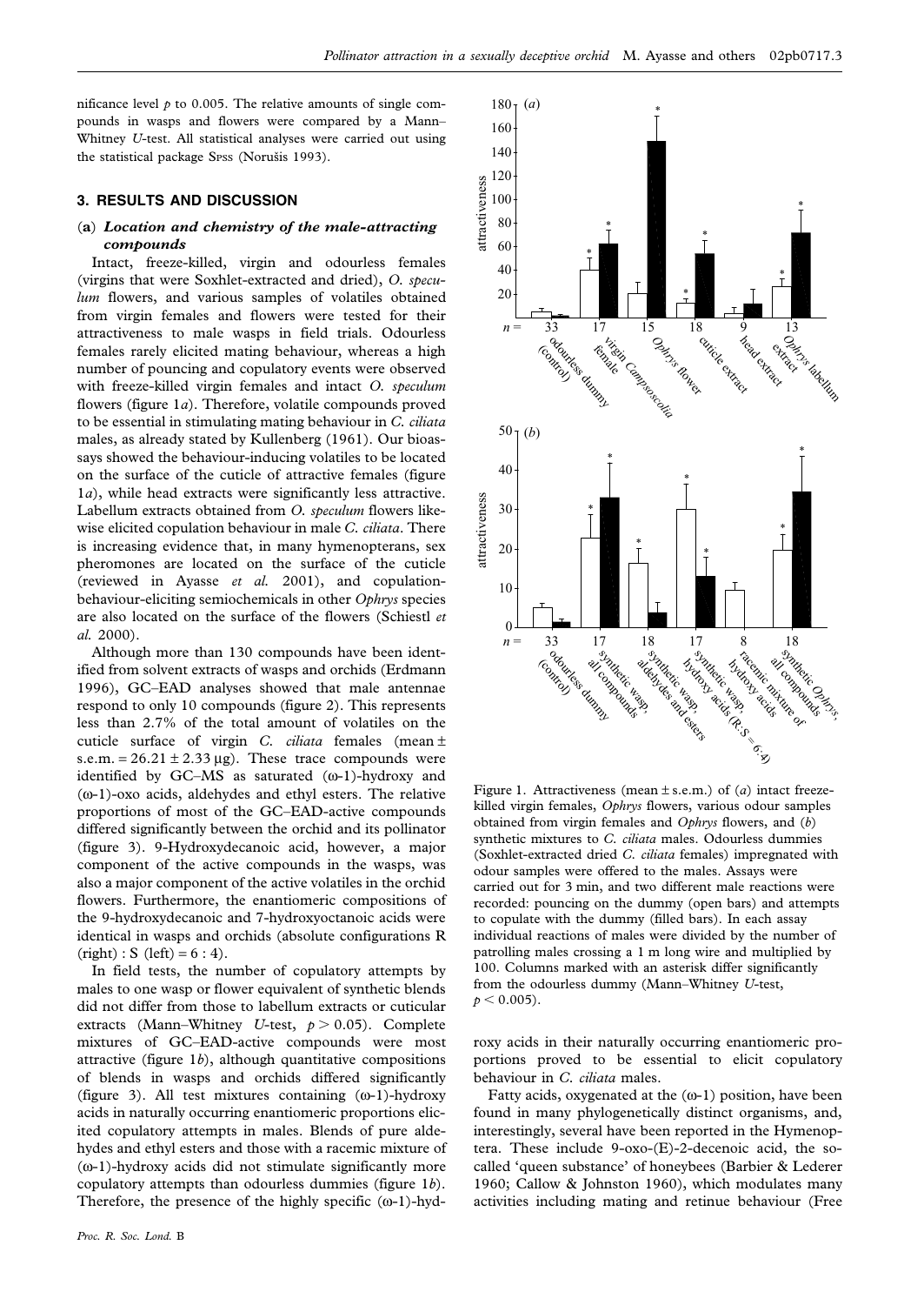nificance level $p$ to 0.005. The relative amounts of single compounds in wasps and flowers were compared by a Mann–Whitney $U$-test. All statistical analyses were carried out using the statistical package Spss (Norušis 1993).

## 3. RESULTS AND DISCUSSION

### (a) *Location and chemistry of the male-attracting compounds*

Intact, freeze-killed, virgin and odourless females (virgins that were Soxhlet-extracted and dried), *O. speculum* flowers, and various samples of volatiles obtained from virgin females and flowers were tested for their attractiveness to male wasps in field trials. Odourless females rarely elicited mating behaviour, whereas a high number of pouncing and copulatory events were observed with freeze-killed virgin females and intact *O. speculum* flowers (figure 1*a*). Therefore, volatile compounds proved to be essential in stimulating mating behaviour in *C. ciliata* males, as already stated by Kullenberg (1961). Our bioassays showed the behaviour-inducing volatiles to be located on the surface of the cuticle of attractive females (figure 1*a*), while head extracts were significantly less attractive. Labellum extracts obtained from *O. speculum* flowers likewise elicited copulation behaviour in male *C. ciliata*. There is increasing evidence that, in many hymenopterans, sex pheromones are located on the surface of the cuticle (reviewed in Ayasse *et al.* 2001), and copulation-behaviour-eliciting semiochemicals in other *Ophrys* species are also located on the surface of the flowers (Schiestl *et al.* 2000).

Although more than 130 compounds have been identified from solvent extracts of wasps and orchids (Erdmann 1996), GC–EAD analyses showed that male antennae respond to only 10 compounds (figure 2). This represents less than 2.7% of the total amount of volatiles on the cuticle surface of virgin *C. ciliata* females (mean ± s.e.m. = 26.21 ± 2.33 µg). These trace compounds were identified by GC–MS as saturated (ω-1)-hydroxy and (ω-1)-oxo acids, aldehydes and ethyl esters. The relative proportions of most of the GC–EAD-active compounds differed significantly between the orchid and its pollinator (figure 3). 9-Hydroxydecanoic acid, however, a major component of the active compounds in the wasps, was also a major component of the active volatiles in the orchid flowers. Furthermore, the enantiomeric compositions of the 9-hydroxydecanoic and 7-hydroxyoctanoic acids were identical in wasps and orchids (absolute configurations R (right) : S (left) = 6 : 4).

In field tests, the number of copulatory attempts by males to one wasp or flower equivalent of synthetic blends did not differ from those to labellum extracts or cuticular extracts (Mann–Whitney $U$-test, $p > 0.05$). Complete mixtures of GC–EAD-active compounds were most attractive (figure 1*b*), although quantitative compositions of blends in wasps and orchids differed significantly (figure 3). All test mixtures containing (ω-1)-hydroxy acids in naturally occurring enantiomeric proportions elicited copulatory attempts in males. Blends of pure aldehydes and ethyl esters and those with a racemic mixture of (ω-1)-hydroxy acids did not stimulate significantly more copulatory attempts than odourless dummies (figure 1*b*). Therefore, the presence of the highly specific (ω-1)-hydroxy acids in their naturally occurring enantiomeric proportions proved to be essential to elicit copulatory behaviour in *C. ciliata* males.

Figure 1. Attractiveness (mean ± s.e.m.) of (*a*) intact freeze-killed virgin females, *Ophrys* flowers, various odour samples obtained from virgin females and *Ophrys* flowers, and (*b*) synthetic mixtures to *C. ciliata* males. Odourless dummies (Soxhlet-extracted dried *C. ciliata* females) impregnated with odour samples were offered to the males. Assays were carried out for 3 min, and two different male reactions were recorded: pouncing on the dummy (open bars) and attempts to copulate with the dummy (filled bars). In each assay individual reactions of males were divided by the number of patrolling males crossing a 1 m long wire and multiplied by 100. Columns marked with an asterisk differ significantly from the odourless dummy (Mann–Whitney $U$-test, $p < 0.005$).

Fatty acids, oxygenated at the (ω-1) position, have been found in many phylogenetically distinct organisms, and, interestingly, several have been reported in the Hymenoptera. These include 9-oxo-(E)-2-decenoic acid, the so-called 'queen substance' of honeybees (Barbier & Lederer 1960; Callow & Johnston 1960), which modulates many activities including mating and retinue behaviour (Free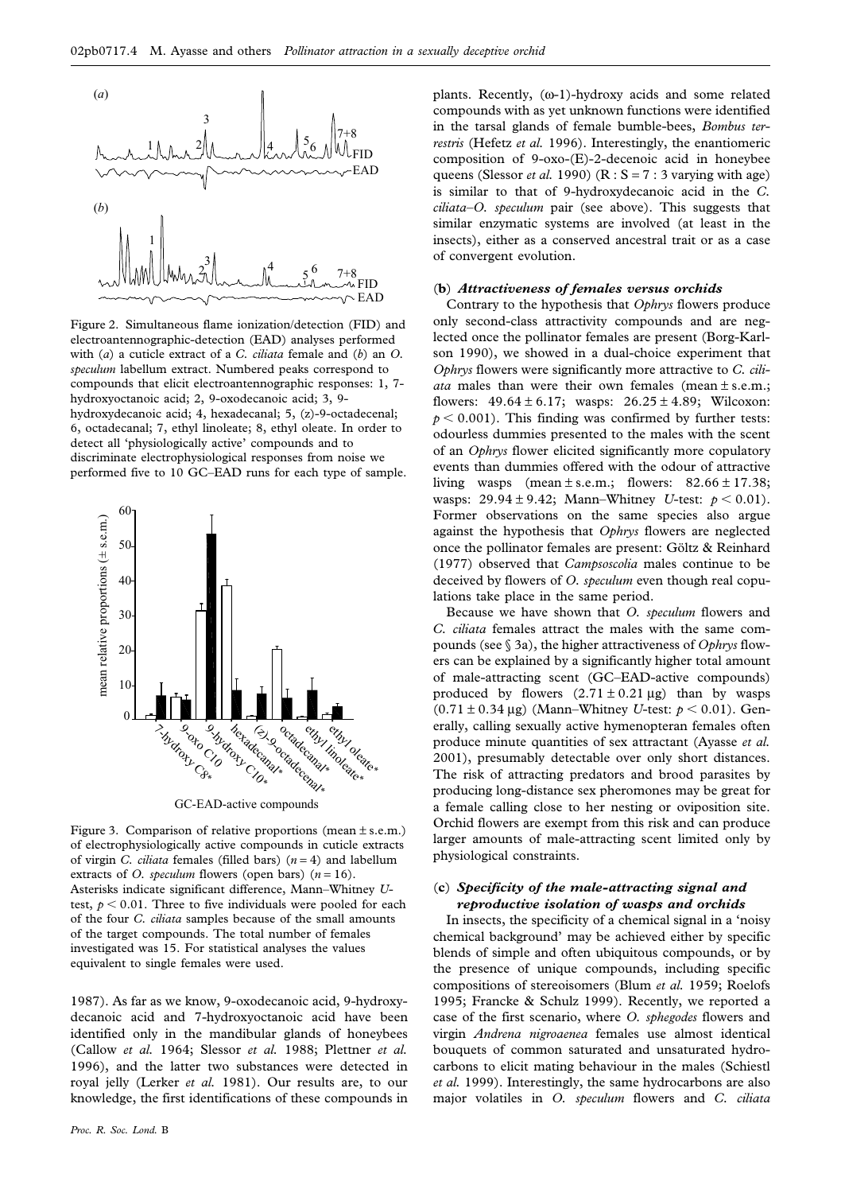Figure 2. Simultaneous flame ionization/detection (FID) and electroantennographic-detection (EAD) analyses performed with (*a*) a cuticle extract of a *C. ciliata* female and (*b*) an *O. speculum* labellum extract. Numbered peaks correspond to compounds that elicit electroantennographic responses: 1, 7-hydroxyoctanoic acid; 2, 9-oxodecanoic acid; 3, 9-hydroxydecanoic acid; 4, hexadecanal; 5, (z)-9-octadecenal; 6, octadecanal; 7, ethyl linoleate; 8, ethyl oleate. In order to detect all 'physiologically active' compounds and to discriminate electrophysiological responses from noise we performed five to 10 GC–EAD runs for each type of sample.

Figure 3. Comparison of relative proportions (mean ± s.e.m.) of electrophysiologically active compounds in cuticle extracts of virgin *C. ciliata* females (filled bars) ($n = 4$) and labellum extracts of *O. speculum* flowers (open bars) ($n = 16$). Asterisks indicate significant difference, Mann–Whitney *U*-test, $p < 0.01$. Three to five individuals were pooled for each of the four *C. ciliata* samples because of the small amounts of the target compounds. The total number of females investigated was 15. For statistical analyses the values equivalent to single females were used.

1987). As far as we know, 9-oxodecanoic acid, 9-hydroxydecanoic acid and 7-hydroxyoctanoic acid have been identified only in the mandibular glands of honeybees (Callow *et al.* 1964; Slessor *et al.* 1988; Plettner *et al.* 1996), and the latter two substances were detected in royal jelly (Lerker *et al.* 1981). Our results are, to our knowledge, the first identifications of these compounds in plants. Recently, (ω-1)-hydroxy acids and some related compounds with as yet unknown functions were identified in the tarsal glands of female bumble-bees, *Bombus terrestris* (Hefetz *et al.* 1996). Interestingly, the enantiomeric composition of 9-oxo-(E)-2-decenoic acid in honeybee queens (Slessor *et al.* 1990) (R : S = 7 : 3 varying with age) is similar to that of 9-hydroxydecanoic acid in the *C. ciliata*–*O. speculum* pair (see above). This suggests that similar enzymatic systems are involved (at least in the insects), either as a conserved ancestral trait or as a case of convergent evolution.

### (b) *Attractiveness of females versus orchids*

Contrary to the hypothesis that *Ophrys* flowers produce only second-class attractivity compounds and are neglected once the pollinator females are present (Borg-Karlson 1990), we showed in a dual-choice experiment that *Ophrys* flowers were significantly more attractive to *C. ciliata* males than were their own females (mean ± s.e.m.; flowers: 49.64 ± 6.17; wasps: 26.25 ± 4.89; Wilcoxon: $p < 0.001$). This finding was confirmed by further tests: odourless dummies presented to the males with the scent of an *Ophrys* flower elicited significantly more copulatory events than dummies offered with the odour of attractive living wasps (mean ± s.e.m.; flowers: 82.66 ± 17.38; wasps: 29.94 ± 9.42; Mann–Whitney *U*-test: $p < 0.01$). Former observations on the same species also argue against the hypothesis that *Ophrys* flowers are neglected once the pollinator females are present: Göltz & Reinhard (1977) observed that *Campsoscolia* males continue to be deceived by flowers of *O. speculum* even though real copulations take place in the same period.

Because we have shown that *O. speculum* flowers and *C. ciliata* females attract the males with the same compounds (see § 3a), the higher attractiveness of *Ophrys* flowers can be explained by a significantly higher total amount of male-attracting scent (GC–EAD-active compounds) produced by flowers (2.71 ± 0.21 μg) than by wasps (0.71 ± 0.34 μg) (Mann–Whitney *U*-test: $p < 0.01$). Generally, calling sexually active hymenopteran females often produce minute quantities of sex attractant (Ayasse *et al.* 2001), presumably detectable over only short distances. The risk of attracting predators and brood parasites by producing long-distance sex pheromones may be great for a female calling close to her nesting or oviposition site. Orchid flowers are exempt from this risk and can produce larger amounts of male-attracting scent limited only by physiological constraints.

### (c) *Specificity of the male-attracting signal and reproductive isolation of wasps and orchids*

In insects, the specificity of a chemical signal in a 'noisy chemical background' may be achieved either by specific blends of simple and often ubiquitous compounds, or by the presence of unique compounds, including specific compositions of stereoisomers (Blum *et al.* 1959; Roelofs 1995; Francke & Schulz 1999). Recently, we reported a case of the first scenario, where *O. sphegodes* flowers and virgin *Andrena nigroaenea* females use almost identical bouquets of common saturated and unsaturated hydrocarbons to elicit mating behaviour in the males (Schiestl *et al.* 1999). Interestingly, the same hydrocarbons are also major volatiles in *O. speculum* flowers and *C. ciliata*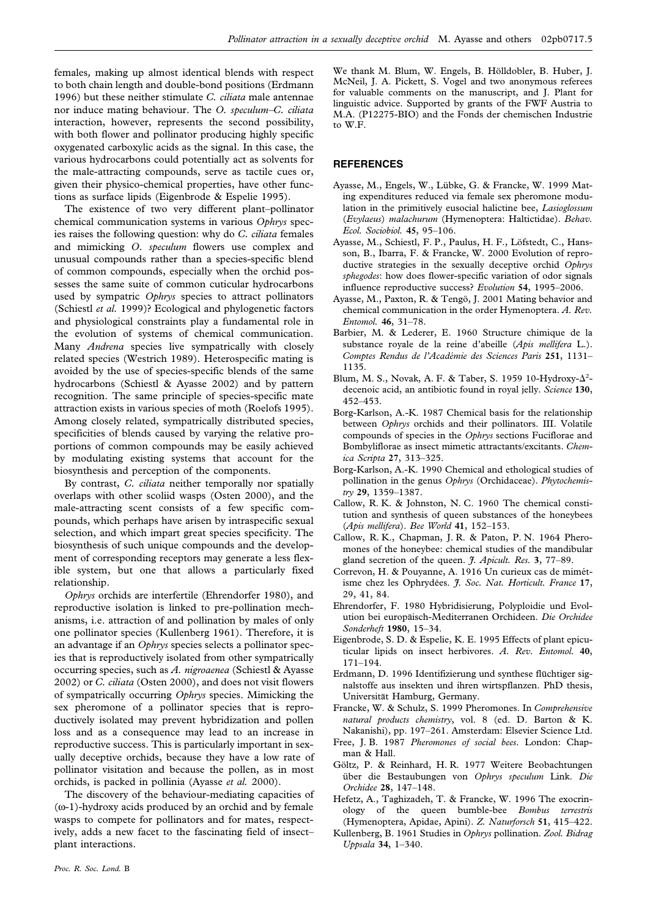females, making up almost identical blends with respect to both chain length and double-bond positions (Erdmann 1996) but these neither stimulate *C. ciliata* male antennae nor induce mating behaviour. The *O. speculum*–*C. ciliata* interaction, however, represents the second possibility, with both flower and pollinator producing highly specific oxygenated carboxylic acids as the signal. In this case, the various hydrocarbons could potentially act as solvents for the male-attracting compounds, serve as tactile cues or, given their physico-chemical properties, have other functions as surface lipids (Eigenbrode & Espelie 1995).

The existence of two very different plant–pollinator chemical communication systems in various *Ophrys* species raises the following question: why do *C. ciliata* females and mimicking *O. speculum* flowers use complex and unusual compounds rather than a species-specific blend of common compounds, especially when the orchid possesses the same suite of common cuticular hydrocarbons used by sympatric *Ophrys* species to attract pollinators (Schiestl *et al.* 1999)? Ecological and phylogenetic factors and physiological constraints play a fundamental role in the evolution of systems of chemical communication. Many *Andrena* species live sympatrically with closely related species (Westrich 1989). Heterospecific mating is avoided by the use of species-specific blends of the same hydrocarbons (Schiestl & Ayasse 2002) and by pattern recognition. The same principle of species-specific mate attraction exists in various species of moth (Roelofs 1995). Among closely related, sympatrically distributed species, specificities of blends caused by varying the relative proportions of common compounds may be easily achieved by modulating existing systems that account for the biosynthesis and perception of the components.

By contrast, *C. ciliata* neither temporally nor spatially overlaps with other scoliid wasps (Osten 2000), and the male-attracting scent consists of a few specific compounds, which perhaps have arisen by intraspecific sexual selection, and which impart great species specificity. The biosynthesis of such unique compounds and the development of corresponding receptors may generate a less flexible system, but one that allows a particularly fixed relationship.

*Ophrys* orchids are interfertile (Ehrendorfer 1980), and reproductive isolation is linked to pre-pollination mechanisms, i.e. attraction of and pollination by males of only one pollinator species (Kullenberg 1961). Therefore, it is an advantage if an *Ophrys* species selects a pollinator species that is reproductively isolated from other sympatrically occurring species, such as *A. nigroaenea* (Schiestl & Ayasse 2002) or *C. ciliata* (Osten 2000), and does not visit flowers of sympatrically occurring *Ophrys* species. Mimicking the sex pheromone of a pollinator species that is reproductively isolated may prevent hybridization and pollen loss and as a consequence may lead to an increase in reproductive success. This is particularly important in sexually deceptive orchids, because they have a low rate of pollinator visitation and because the pollen, as in most orchids, is packed in pollinia (Ayasse *et al.* 2000).

The discovery of the behaviour-mediating capacities of (ω-1)-hydroxy acids produced by an orchid and by female wasps to compete for pollinators and for mates, respectively, adds a new facet to the fascinating field of insect–plant interactions.

We thank M. Blum, W. Engels, B. Hölldobler, B. Huber, J. McNeil, J. A. Pickett, S. Vogel and two anonymous referees for valuable comments on the manuscript, and J. Plant for linguistic advice. Supported by grants of the FWF Austria to M.A. (P12275-BIO) and the Fonds der chemischen Industrie to W.F.

## REFERENCES

Ayasse, M., Engels, W., Lübke, G. & Francke, W. 1999 Mating expenditures reduced via female sex pheromone modulation in the primitively eusocial halictine bee, *Lasioglossum* (*Evylaeus*) *malachurum* (Hymenoptera: Haltictidae). *Behav. Ecol. Sociobiol.* **45**, 95–106.

Ayasse, M., Schiestl, F. P., Paulus, H. F., Löfstedt, C., Hansson, B., Ibarra, F. & Francke, W. 2000 Evolution of reproductive strategies in the sexually deceptive orchid *Ophrys sphegodes*: how does flower-specific variation of odor signals influence reproductive success? *Evolution* **54**, 1995–2006.

Ayasse, M., Paxton, R. & Tengö, J. 2001 Mating behavior and chemical communication in the order Hymenoptera. *A. Rev. Entomol.* **46**, 31–78.

Barbier, M. & Lederer, E. 1960 Structure chimique de la substance royale de la reine d'abeille (*Apis mellifera* L.). *Comptes Rendus de l'Académie des Sciences Paris* **251**, 1131–1135.

Blum, M. S., Novak, A. F. & Taber, S. 1959 10-Hydroxy-$\Delta^2$-decenoic acid, an antibiotic found in royal jelly. *Science* **130**, 452–453.

Borg-Karlson, A.-K. 1987 Chemical basis for the relationship between *Ophrys* orchids and their pollinators. III. Volatile compounds of species in the *Ophrys* sections Fuciflorae and Bombyliflorae as insect mimetic attractants/excitants. *Chemica Scripta* **27**, 313–325.

Borg-Karlson, A.-K. 1990 Chemical and ethological studies of pollination in the genus *Ophrys* (Orchidaceae). *Phytochemistry* **29**, 1359–1387.

Callow, R. K. & Johnston, N. C. 1960 The chemical constitution and synthesis of queen substances of the honeybees (*Apis mellifera*). *Bee World* **41**, 152–153.

Callow, R. K., Chapman, J. R. & Paton, P. N. 1964 Pheromones of the honeybee: chemical studies of the mandibular gland secretion of the queen. *J. Apicult. Res.* **3**, 77–89.

Correvon, H. & Pouyanne, A. 1916 Un curieux cas de mimétisme chez les Ophrydées. *J. Soc. Nat. Horticult. France* **17**, 29, 41, 84.

Ehrendorfer, F. 1980 Hybridisierung, Polyploidie und Evolution bei europäisch-Mediterranen Orchideen. *Die Orchidee Sonderheft* **1980**, 15–34.

Eigenbrode, S. D. & Espelie, K. E. 1995 Effects of plant epicuticular lipids on insect herbivores. *A. Rev. Entomol.* **40**, 171–194.

Erdmann, D. 1996 Identifizierung und synthese flüchtiger signalstoffe aus insekten und ihren wirtspflanzen. PhD thesis, Universität Hamburg, Germany.

Francke, W. & Schulz, S. 1999 Pheromones. In *Comprehensive natural products chemistry*, vol. 8 (ed. D. Barton & K. Nakanishi), pp. 197–261. Amsterdam: Elsevier Science Ltd.

Free, J. B. 1987 *Pheromones of social bees*. London: Chapman & Hall.

Göltz, P. & Reinhard, H. R. 1977 Weitere Beobachtungen über die Bestaubungen von *Ophrys speculum* Link. *Die Orchidee* **28**, 147–148.

Hefetz, A., Taghizadeh, T. & Francke, W. 1996 The exocrinology of the queen bumble-bee *Bombus terrestris* (Hymenoptera, Apidae, Apini). *Z. Naturforsch* **51**, 415–422.

Kullenberg, B. 1961 Studies in *Ophrys* pollination. *Zool. Bidrag Uppsala* **34**, 1–340.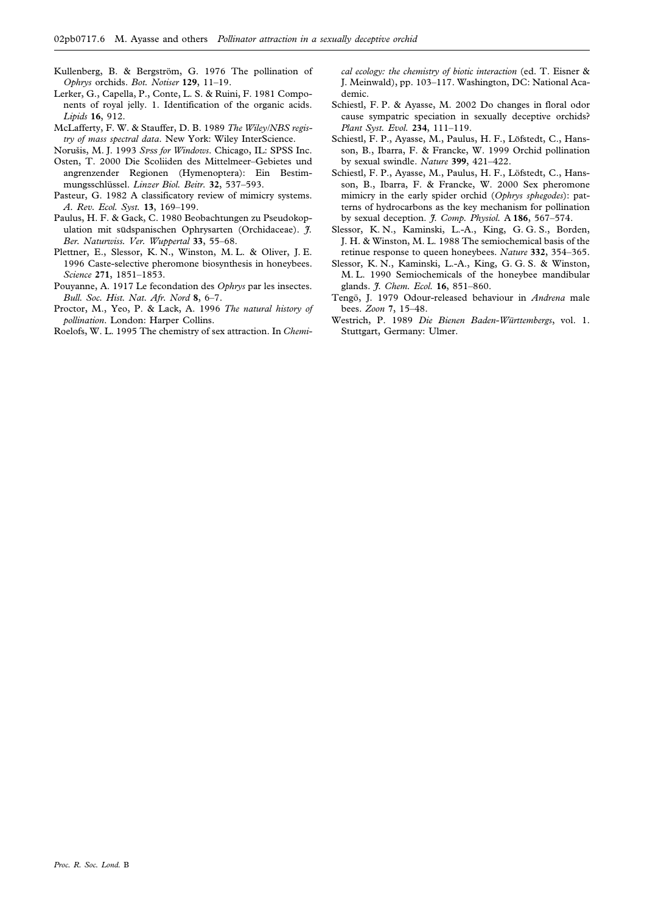Kullenberg, B. & Bergström, G. 1976 The pollination of *Ophrys* orchids. *Bot. Notiser* **129**, 11–19.

Lerker, G., Capella, P., Conte, L. S. & Ruini, F. 1981 Components of royal jelly. 1. Identification of the organic acids. *Lipids* **16**, 912.

McLafferty, F. W. & Stauffer, D. B. 1989 *The Wiley/NBS registry of mass spectral data*. New York: Wiley InterScience.

Norušis, M. J. 1993 *Spss for Windows*. Chicago, IL: SPSS Inc.

Osten, T. 2000 Die Scoliiden des Mittelmeer–Gebietes und angrenzender Regionen (Hymenoptera): Ein Bestimmungsschlüssel. *Linzer Biol. Beitr.* **32**, 537–593.

Pasteur, G. 1982 A classificatory review of mimicry systems. *A. Rev. Ecol. Syst.* **13**, 169–199.

Paulus, H. F. & Gack, C. 1980 Beobachtungen zu Pseudokopulation mit südspanischen Ophrysarten (Orchidaceae). *J. Ber. Naturwiss. Ver. Wuppertal* **33**, 55–68.

Plettner, E., Slessor, K. N., Winston, M. L. & Oliver, J. E. 1996 Caste-selective pheromone biosynthesis in honeybees. *Science* **271**, 1851–1853.

Pouyanne, A. 1917 Le fecondation des *Ophrys* par les insectes. *Bull. Soc. Hist. Nat. Afr. Nord* **8**, 6–7.

Proctor, M., Yeo, P. & Lack, A. 1996 *The natural history of pollination*. London: Harper Collins.

Roelofs, W. L. 1995 The chemistry of sex attraction. In *Chemical ecology: the chemistry of biotic interaction* (ed. T. Eisner & J. Meinwald), pp. 103–117. Washington, DC: National Academic.

Schiestl, F. P. & Ayasse, M. 2002 Do changes in floral odor cause sympatric speciation in sexually deceptive orchids? *Plant Syst. Evol.* **234**, 111–119.

Schiestl, F. P., Ayasse, M., Paulus, H. F., Löfstedt, C., Hansson, B., Ibarra, F. & Francke, W. 1999 Orchid pollination by sexual swindle. *Nature* **399**, 421–422.

Schiestl, F. P., Ayasse, M., Paulus, H. F., Löfstedt, C., Hansson, B., Ibarra, F. & Francke, W. 2000 Sex pheromone mimicry in the early spider orchid (*Ophrys sphegodes*): patterns of hydrocarbons as the key mechanism for pollination by sexual deception. *J. Comp. Physiol.* A **186**, 567–574.

Slessor, K. N., Kaminski, L.-A., King, G. G. S., Borden, J. H. & Winston, M. L. 1988 The semiochemical basis of the retinue response to queen honeybees. *Nature* **332**, 354–365.

Slessor, K. N., Kaminski, L.-A., King, G. G. S. & Winston, M. L. 1990 Semiochemicals of the honeybee mandibular glands. *J. Chem. Ecol.* **16**, 851–860.

Tengö, J. 1979 Odour-released behaviour in *Andrena* male bees. *Zoon* **7**, 15–48.

Westrich, P. 1989 *Die Bienen Baden-Württembergs*, vol. 1. Stuttgart, Germany: Ulmer.